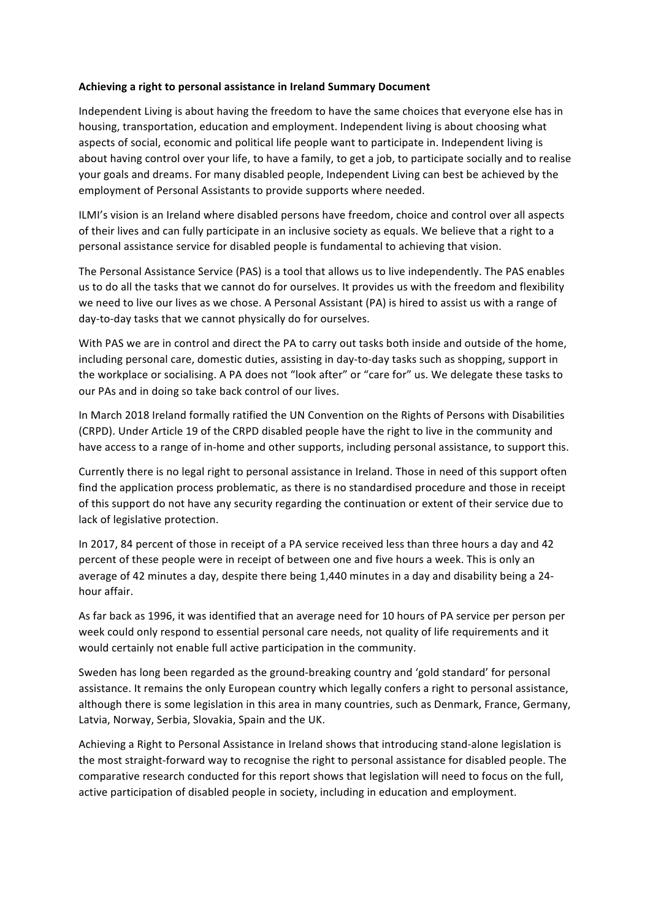**Achieving a right to personal assistance in Ireland Summary Document**

Independent Living is about having the freedom to have the same choices that everyone else has in housing, transportation, education and employment. Independent living is about choosing what aspects of social, economic and political life people want to participate in. Independent living is about having control over your life, to have a family, to get a job, to participate socially and to realise your goals and dreams. For many disabled people, Independent Living can best be achieved by the employment of Personal Assistants to provide supports where needed.

ILMI's vision is an Ireland where disabled persons have freedom, choice and control over all aspects of their lives and can fully participate in an inclusive society as equals. We believe that a right to a personal assistance service for disabled people is fundamental to achieving that vision.

The Personal Assistance Service (PAS) is a tool that allows us to live independently. The PAS enables us to do all the tasks that we cannot do for ourselves. It provides us with the freedom and flexibility we need to live our lives as we chose. A Personal Assistant (PA) is hired to assist us with a range of day-to-day tasks that we cannot physically do for ourselves.

With PAS we are in control and direct the PA to carry out tasks both inside and outside of the home, including personal care, domestic duties, assisting in day-to-day tasks such as shopping, support in the workplace or socialising. A PA does not "look after" or "care for" us. We delegate these tasks to our PAs and in doing so take back control of our lives.

In March 2018 Ireland formally ratified the UN Convention on the Rights of Persons with Disabilities (CRPD). Under Article 19 of the CRPD disabled people have the right to live in the community and have access to a range of in-home and other supports, including personal assistance, to support this.

Currently there is no legal right to personal assistance in Ireland. Those in need of this support often find the application process problematic, as there is no standardised procedure and those in receipt of this support do not have any security regarding the continuation or extent of their service due to lack of legislative protection.

In 2017, 84 percent of those in receipt of a PA service received less than three hours a day and 42 percent of these people were in receipt of between one and five hours a week. This is only an average of 42 minutes a day, despite there being 1,440 minutes in a day and disability being a 24-hour affair.

As far back as 1996, it was identified that an average need for 10 hours of PA service per person per week could only respond to essential personal care needs, not quality of life requirements and it would certainly not enable full active participation in the community.

Sweden has long been regarded as the ground-breaking country and 'gold standard' for personal assistance. It remains the only European country which legally confers a right to personal assistance, although there is some legislation in this area in many countries, such as Denmark, France, Germany, Latvia, Norway, Serbia, Slovakia, Spain and the UK.

Achieving a Right to Personal Assistance in Ireland shows that introducing stand-alone legislation is the most straight-forward way to recognise the right to personal assistance for disabled people. The comparative research conducted for this report shows that legislation will need to focus on the full, active participation of disabled people in society, including in education and employment.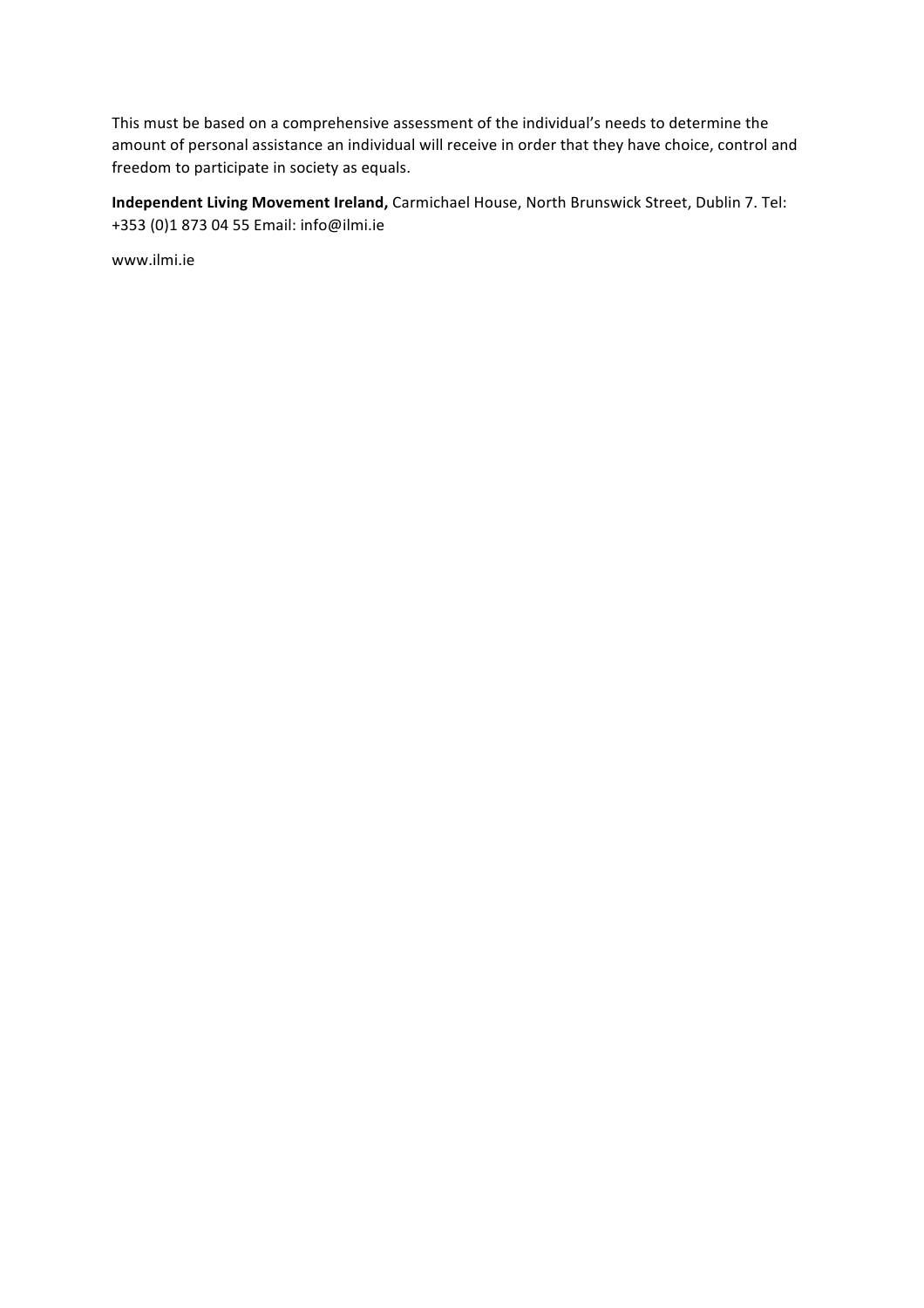This must be based on a comprehensive assessment of the individual's needs to determine the amount of personal assistance an individual will receive in order that they have choice, control and freedom to participate in society as equals.

**Independent Living Movement Ireland,** Carmichael House, North Brunswick Street, Dublin 7. Tel: +353 (0)1 873 04 55 Email: info@ilmi.ie

www.ilmi.ie